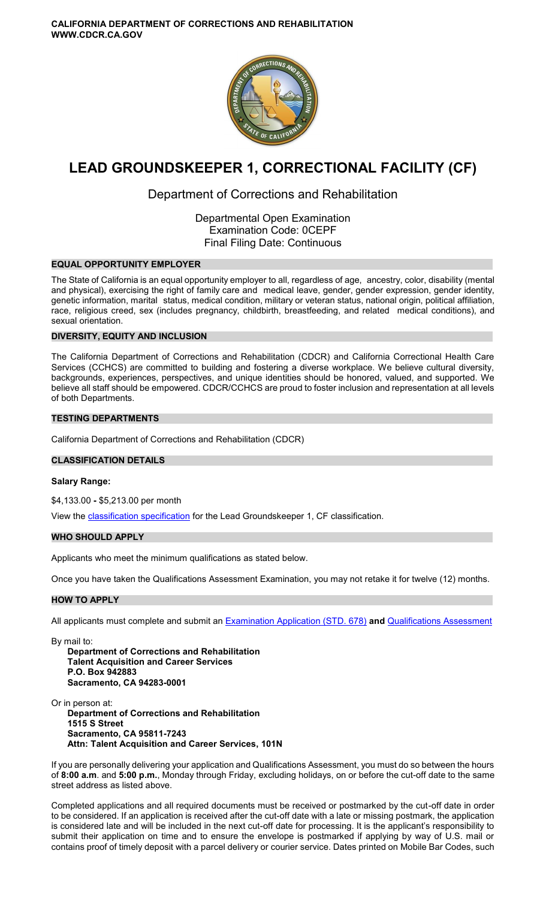**CALIFORNIA DEPARTMENT OF CORRECTIONS AND REHABILITATION**
**WWW.CDCR.CA.GOV**

# LEAD GROUNDSKEEPER 1, CORRECTIONAL FACILITY (CF)

## Department of Corrections and Rehabilitation

Departmental Open Examination
Examination Code: 0CEPF
Final Filing Date: Continuous

### EQUAL OPPORTUNITY EMPLOYER

The State of California is an equal opportunity employer to all, regardless of age, ancestry, color, disability (mental and physical), exercising the right of family care and medical leave, gender, gender expression, gender identity, genetic information, marital status, medical condition, military or veteran status, national origin, political affiliation, race, religious creed, sex (includes pregnancy, childbirth, breastfeeding, and related medical conditions), and sexual orientation.

### DIVERSITY, EQUITY AND INCLUSION

The California Department of Corrections and Rehabilitation (CDCR) and California Correctional Health Care Services (CCHCS) are committed to building and fostering a diverse workplace. We believe cultural diversity, backgrounds, experiences, perspectives, and unique identities should be honored, valued, and supported. We believe all staff should be empowered. CDCR/CCHCS are proud to foster inclusion and representation at all levels of both Departments.

### TESTING DEPARTMENTS

California Department of Corrections and Rehabilitation (CDCR)

### CLASSIFICATION DETAILS

**Salary Range:**

$4,133.00 **-** $5,213.00 per month

View the classification specification for the Lead Groundskeeper 1, CF classification.

### WHO SHOULD APPLY

Applicants who meet the minimum qualifications as stated below.

Once you have taken the Qualifications Assessment Examination, you may not retake it for twelve (12) months.

### HOW TO APPLY

All applicants must complete and submit an Examination Application (STD. 678) **and** Qualifications Assessment

By mail to:
**Department of Corrections and Rehabilitation**
**Talent Acquisition and Career Services**
**P.O. Box 942883**
**Sacramento, CA 94283-0001**

Or in person at:
**Department of Corrections and Rehabilitation**
**1515 S Street**
**Sacramento, CA 95811-7243**
**Attn: Talent Acquisition and Career Services, 101N**

If you are personally delivering your application and Qualifications Assessment, you must do so between the hours of **8:00 a.m**. and **5:00 p.m.**, Monday through Friday, excluding holidays, on or before the cut-off date to the same street address as listed above.

Completed applications and all required documents must be received or postmarked by the cut-off date in order to be considered. If an application is received after the cut-off date with a late or missing postmark, the application is considered late and will be included in the next cut-off date for processing. It is the applicant's responsibility to submit their application on time and to ensure the envelope is postmarked if applying by way of U.S. mail or contains proof of timely deposit with a parcel delivery or courier service. Dates printed on Mobile Bar Codes, such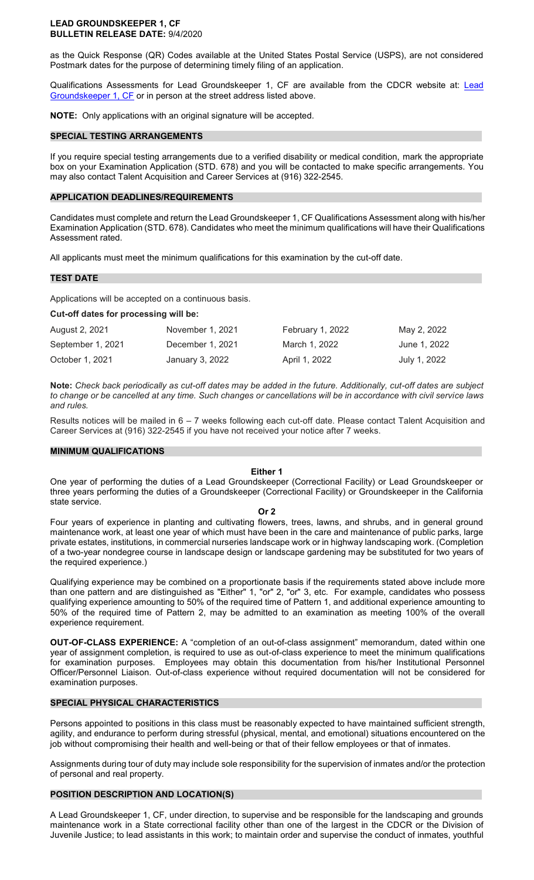as the Quick Response (QR) Codes available at the United States Postal Service (USPS), are not considered Postmark dates for the purpose of determining timely filing of an application.

Qualifications Assessments for Lead Groundskeeper 1, CF are available from the CDCR website at: [Lead Groundskeeper 1, CF] or in person at the street address listed above.

**NOTE:** Only applications with an original signature will be accepted.

## SPECIAL TESTING ARRANGEMENTS

If you require special testing arrangements due to a verified disability or medical condition, mark the appropriate box on your Examination Application (STD. 678) and you will be contacted to make specific arrangements. You may also contact Talent Acquisition and Career Services at (916) 322-2545.

## APPLICATION DEADLINES/REQUIREMENTS

Candidates must complete and return the Lead Groundskeeper 1, CF Qualifications Assessment along with his/her Examination Application (STD. 678). Candidates who meet the minimum qualifications will have their Qualifications Assessment rated.

All applicants must meet the minimum qualifications for this examination by the cut-off date.

## TEST DATE

Applications will be accepted on a continuous basis.

**Cut-off dates for processing will be:**

| | | | |
|---|---|---|---|
| August 2, 2021 | November 1, 2021 | February 1, 2022 | May 2, 2022 |
| September 1, 2021 | December 1, 2021 | March 1, 2022 | June 1, 2022 |
| October 1, 2021 | January 3, 2022 | April 1, 2022 | July 1, 2022 |

**Note:** *Check back periodically as cut-off dates may be added in the future. Additionally, cut-off dates are subject to change or be cancelled at any time. Such changes or cancellations will be in accordance with civil service laws and rules.*

Results notices will be mailed in 6 – 7 weeks following each cut-off date. Please contact Talent Acquisition and Career Services at (916) 322-2545 if you have not received your notice after 7 weeks.

## MINIMUM QUALIFICATIONS

**Either 1**

One year of performing the duties of a Lead Groundskeeper (Correctional Facility) or Lead Groundskeeper or three years performing the duties of a Groundskeeper (Correctional Facility) or Groundskeeper in the California state service.

**Or 2**

Four years of experience in planting and cultivating flowers, trees, lawns, and shrubs, and in general ground maintenance work, at least one year of which must have been in the care and maintenance of public parks, large private estates, institutions, in commercial nurseries landscape work or in highway landscaping work. (Completion of a two-year nondegree course in landscape design or landscape gardening may be substituted for two years of the required experience.)

Qualifying experience may be combined on a proportionate basis if the requirements stated above include more than one pattern and are distinguished as "Either" 1, "or" 2, "or" 3, etc. For example, candidates who possess qualifying experience amounting to 50% of the required time of Pattern 1, and additional experience amounting to 50% of the required time of Pattern 2, may be admitted to an examination as meeting 100% of the overall experience requirement.

**OUT-OF-CLASS EXPERIENCE:** A "completion of an out-of-class assignment" memorandum, dated within one year of assignment completion, is required to use as out-of-class experience to meet the minimum qualifications for examination purposes. Employees may obtain this documentation from his/her Institutional Personnel Officer/Personnel Liaison. Out-of-class experience without required documentation will not be considered for examination purposes.

## SPECIAL PHYSICAL CHARACTERISTICS

Persons appointed to positions in this class must be reasonably expected to have maintained sufficient strength, agility, and endurance to perform during stressful (physical, mental, and emotional) situations encountered on the job without compromising their health and well-being or that of their fellow employees or that of inmates.

Assignments during tour of duty may include sole responsibility for the supervision of inmates and/or the protection of personal and real property.

## POSITION DESCRIPTION AND LOCATION(S)

A Lead Groundskeeper 1, CF, under direction, to supervise and be responsible for the landscaping and grounds maintenance work in a State correctional facility other than one of the largest in the CDCR or the Division of Juvenile Justice; to lead assistants in this work; to maintain order and supervise the conduct of inmates, youthful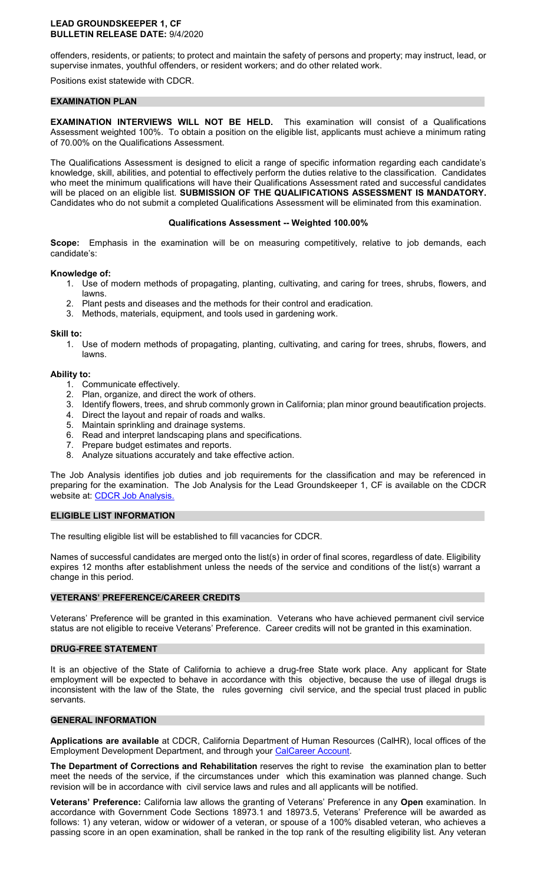offenders, residents, or patients; to protect and maintain the safety of persons and property; may instruct, lead, or supervise inmates, youthful offenders, or resident workers; and do other related work.

Positions exist statewide with CDCR.

## EXAMINATION PLAN

**EXAMINATION INTERVIEWS WILL NOT BE HELD.** This examination will consist of a Qualifications Assessment weighted 100%. To obtain a position on the eligible list, applicants must achieve a minimum rating of 70.00% on the Qualifications Assessment.

The Qualifications Assessment is designed to elicit a range of specific information regarding each candidate's knowledge, skill, abilities, and potential to effectively perform the duties relative to the classification. Candidates who meet the minimum qualifications will have their Qualifications Assessment rated and successful candidates will be placed on an eligible list. **SUBMISSION OF THE QUALIFICATIONS ASSESSMENT IS MANDATORY.** Candidates who do not submit a completed Qualifications Assessment will be eliminated from this examination.

### Qualifications Assessment -- Weighted 100.00%

**Scope:** Emphasis in the examination will be on measuring competitively, relative to job demands, each candidate's:

**Knowledge of:**

1. Use of modern methods of propagating, planting, cultivating, and caring for trees, shrubs, flowers, and lawns.
2. Plant pests and diseases and the methods for their control and eradication.
3. Methods, materials, equipment, and tools used in gardening work.

**Skill to:**

1. Use of modern methods of propagating, planting, cultivating, and caring for trees, shrubs, flowers, and lawns.

**Ability to:**

1. Communicate effectively.
2. Plan, organize, and direct the work of others.
3. Identify flowers, trees, and shrub commonly grown in California; plan minor ground beautification projects.
4. Direct the layout and repair of roads and walks.
5. Maintain sprinkling and drainage systems.
6. Read and interpret landscaping plans and specifications.
7. Prepare budget estimates and reports.
8. Analyze situations accurately and take effective action.

The Job Analysis identifies job duties and job requirements for the classification and may be referenced in preparing for the examination. The Job Analysis for the Lead Groundskeeper 1, CF is available on the CDCR website at: CDCR Job Analysis.

## ELIGIBLE LIST INFORMATION

The resulting eligible list will be established to fill vacancies for CDCR.

Names of successful candidates are merged onto the list(s) in order of final scores, regardless of date. Eligibility expires 12 months after establishment unless the needs of the service and conditions of the list(s) warrant a change in this period.

## VETERANS' PREFERENCE/CAREER CREDITS

Veterans' Preference will be granted in this examination. Veterans who have achieved permanent civil service status are not eligible to receive Veterans' Preference. Career credits will not be granted in this examination.

## DRUG-FREE STATEMENT

It is an objective of the State of California to achieve a drug-free State work place. Any applicant for State employment will be expected to behave in accordance with this objective, because the use of illegal drugs is inconsistent with the law of the State, the rules governing civil service, and the special trust placed in public servants.

## GENERAL INFORMATION

**Applications are available** at CDCR, California Department of Human Resources (CalHR), local offices of the Employment Development Department, and through your CalCareer Account.

**The Department of Corrections and Rehabilitation** reserves the right to revise the examination plan to better meet the needs of the service, if the circumstances under which this examination was planned change. Such revision will be in accordance with civil service laws and rules and all applicants will be notified.

**Veterans' Preference:** California law allows the granting of Veterans' Preference in any **Open** examination. In accordance with Government Code Sections 18973.1 and 18973.5, Veterans' Preference will be awarded as follows: 1) any veteran, widow or widower of a veteran, or spouse of a 100% disabled veteran, who achieves a passing score in an open examination, shall be ranked in the top rank of the resulting eligibility list. Any veteran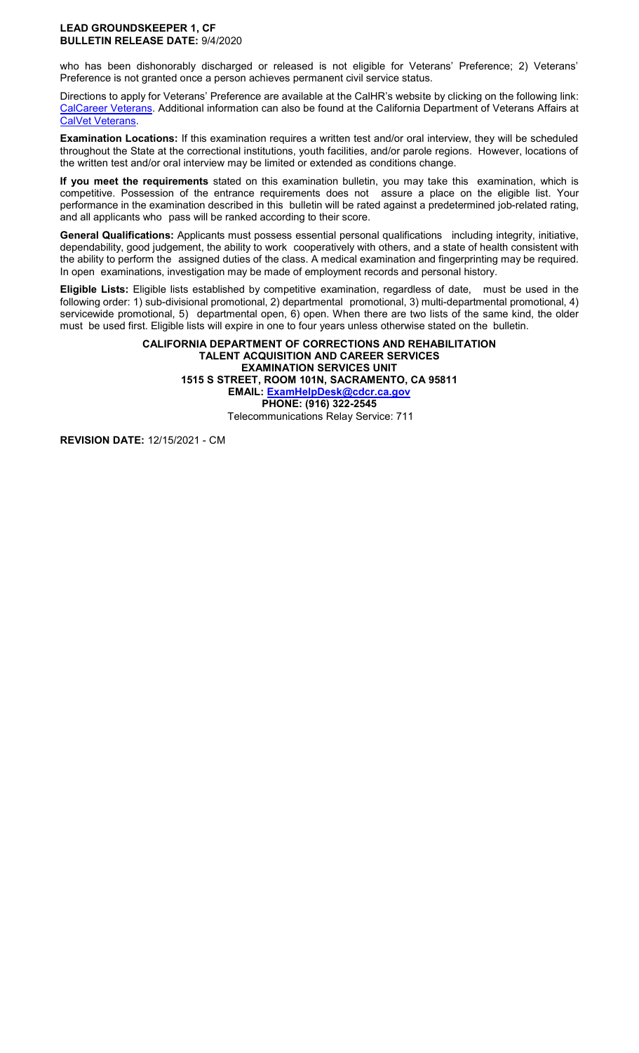who has been dishonorably discharged or released is not eligible for Veterans' Preference; 2) Veterans' Preference is not granted once a person achieves permanent civil service status.

Directions to apply for Veterans' Preference are available at the CalHR's website by clicking on the following link: CalCareer Veterans. Additional information can also be found at the California Department of Veterans Affairs at CalVet Veterans.

**Examination Locations:** If this examination requires a written test and/or oral interview, they will be scheduled throughout the State at the correctional institutions, youth facilities, and/or parole regions. However, locations of the written test and/or oral interview may be limited or extended as conditions change.

**If you meet the requirements** stated on this examination bulletin, you may take this examination, which is competitive. Possession of the entrance requirements does not assure a place on the eligible list. Your performance in the examination described in this bulletin will be rated against a predetermined job-related rating, and all applicants who pass will be ranked according to their score.

**General Qualifications:** Applicants must possess essential personal qualifications including integrity, initiative, dependability, good judgement, the ability to work cooperatively with others, and a state of health consistent with the ability to perform the assigned duties of the class. A medical examination and fingerprinting may be required. In open examinations, investigation may be made of employment records and personal history.

**Eligible Lists:** Eligible lists established by competitive examination, regardless of date, must be used in the following order: 1) sub-divisional promotional, 2) departmental promotional, 3) multi-departmental promotional, 4) servicewide promotional, 5) departmental open, 6) open. When there are two lists of the same kind, the older must be used first. Eligible lists will expire in one to four years unless otherwise stated on the bulletin.

**CALIFORNIA DEPARTMENT OF CORRECTIONS AND REHABILITATION**
**TALENT ACQUISITION AND CAREER SERVICES**
**EXAMINATION SERVICES UNIT**
**1515 S STREET, ROOM 101N, SACRAMENTO, CA 95811**
**EMAIL: ExamHelpDesk@cdcr.ca.gov**
**PHONE: (916) 322-2545**
Telecommunications Relay Service: 711

**REVISION DATE:** 12/15/2021 - CM